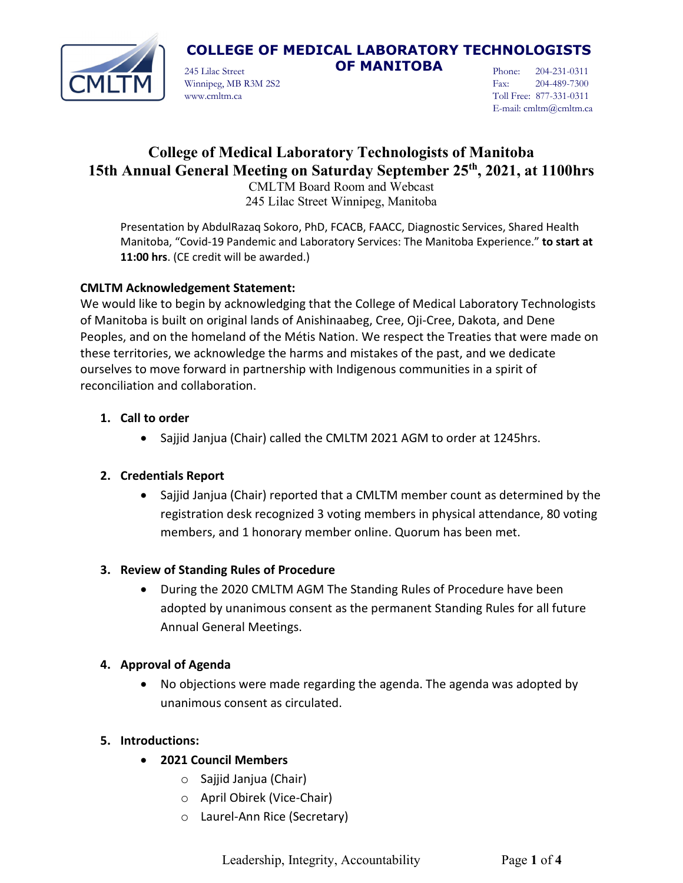**COLLEGE OF MEDICAL LABORATORY TECHNOLOGISTS OF MANITOBA**

245 Lilac Street
Winnipeg, MB R3M 2S2
www.cmltm.ca

Phone: 204-231-0311
Fax: 204-489-7300
Toll Free: 877-331-0311
E-mail: cmltm@cmltm.ca

# College of Medical Laboratory Technologists of Manitoba
# 15th Annual General Meeting on Saturday September 25th, 2021, at 1100hrs

CMLTM Board Room and Webcast
245 Lilac Street Winnipeg, Manitoba

Presentation by AbdulRazaq Sokoro, PhD, FCACB, FAACC, Diagnostic Services, Shared Health Manitoba, "Covid-19 Pandemic and Laboratory Services: The Manitoba Experience." **to start at 11:00 hrs**. (CE credit will be awarded.)

**CMLTM Acknowledgement Statement:**
We would like to begin by acknowledging that the College of Medical Laboratory Technologists of Manitoba is built on original lands of Anishinaabeg, Cree, Oji-Cree, Dakota, and Dene Peoples, and on the homeland of the Métis Nation. We respect the Treaties that were made on these territories, we acknowledge the harms and mistakes of the past, and we dedicate ourselves to move forward in partnership with Indigenous communities in a spirit of reconciliation and collaboration.

1. **Call to order**
   - Sajjid Janjua (Chair) called the CMLTM 2021 AGM to order at 1245hrs.

2. **Credentials Report**
   - Sajjid Janjua (Chair) reported that a CMLTM member count as determined by the registration desk recognized 3 voting members in physical attendance, 80 voting members, and 1 honorary member online. Quorum has been met.

3. **Review of Standing Rules of Procedure**
   - During the 2020 CMLTM AGM The Standing Rules of Procedure have been adopted by unanimous consent as the permanent Standing Rules for all future Annual General Meetings.

4. **Approval of Agenda**
   - No objections were made regarding the agenda. The agenda was adopted by unanimous consent as circulated.

5. **Introductions:**
   - **2021 Council Members**
     - Sajjid Janjua (Chair)
     - April Obirek (Vice-Chair)
     - Laurel-Ann Rice (Secretary)

Leadership, Integrity, Accountability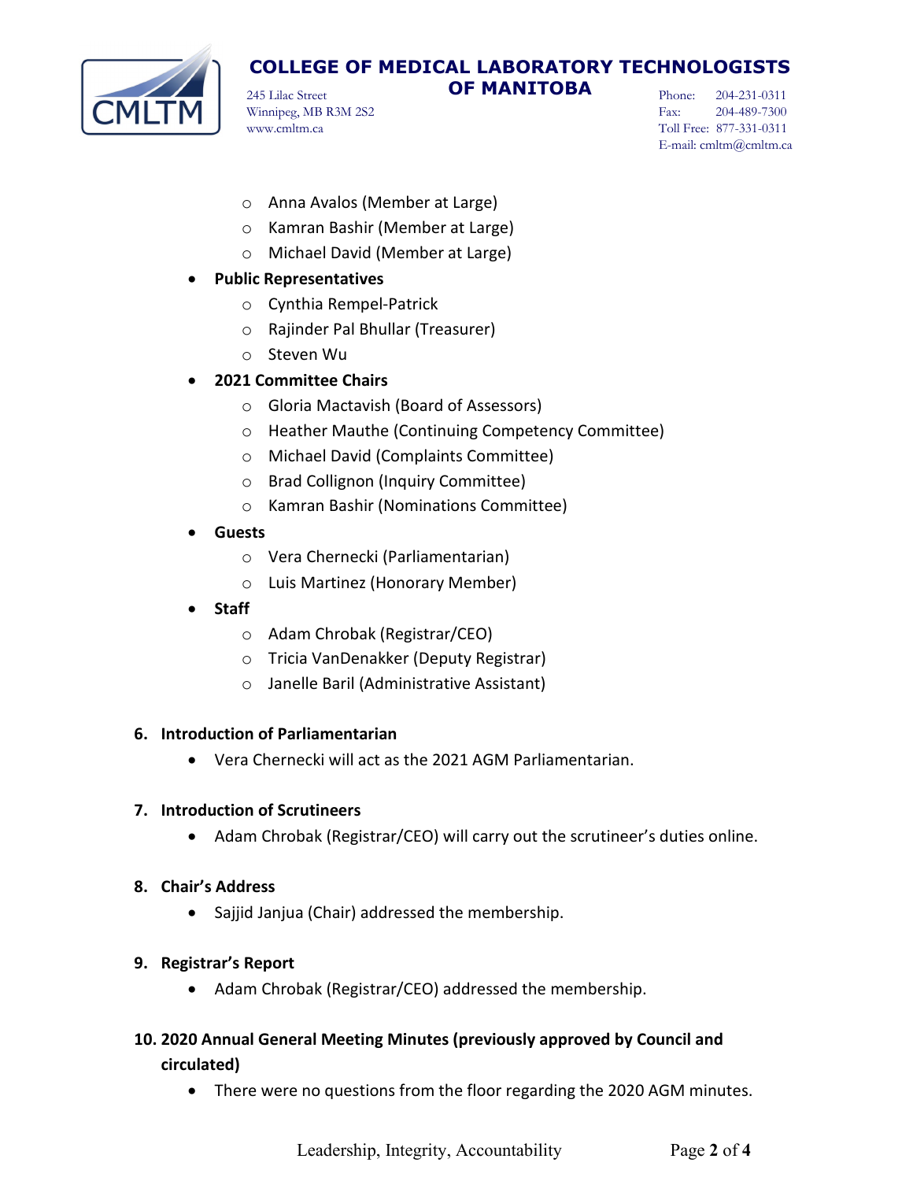- Anna Avalos (Member at Large)
  - Kamran Bashir (Member at Large)
  - Michael David (Member at Large)
- **Public Representatives**
  - Cynthia Rempel-Patrick
  - Rajinder Pal Bhullar (Treasurer)
  - Steven Wu
- **2021 Committee Chairs**
  - Gloria Mactavish (Board of Assessors)
  - Heather Mauthe (Continuing Competency Committee)
  - Michael David (Complaints Committee)
  - Brad Collignon (Inquiry Committee)
  - Kamran Bashir (Nominations Committee)
- **Guests**
  - Vera Chernecki (Parliamentarian)
  - Luis Martinez (Honorary Member)
- **Staff**
  - Adam Chrobak (Registrar/CEO)
  - Tricia VanDenakker (Deputy Registrar)
  - Janelle Baril (Administrative Assistant)

**6. Introduction of Parliamentarian**

- Vera Chernecki will act as the 2021 AGM Parliamentarian.

**7. Introduction of Scrutineers**

- Adam Chrobak (Registrar/CEO) will carry out the scrutineer's duties online.

**8. Chair's Address**

- Sajjid Janjua (Chair) addressed the membership.

**9. Registrar's Report**

- Adam Chrobak (Registrar/CEO) addressed the membership.

**10. 2020 Annual General Meeting Minutes (previously approved by Council and circulated)**

- There were no questions from the floor regarding the 2020 AGM minutes.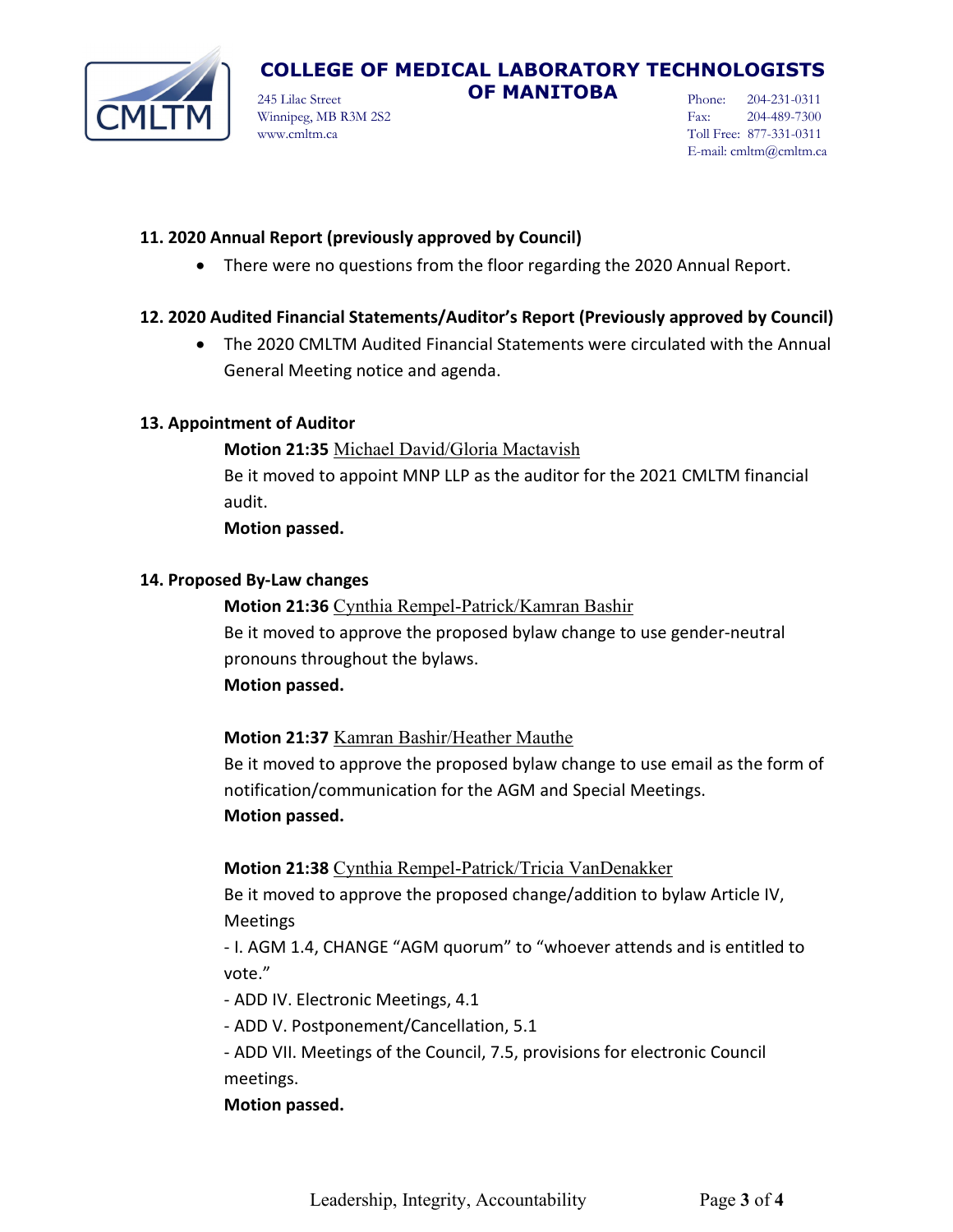### 11. 2020 Annual Report (previously approved by Council)

- There were no questions from the floor regarding the 2020 Annual Report.

### 12. 2020 Audited Financial Statements/Auditor's Report (Previously approved by Council)

- The 2020 CMLTM Audited Financial Statements were circulated with the Annual General Meeting notice and agenda.

### 13. Appointment of Auditor

**Motion 21:35** Michael David/Gloria Mactavish
Be it moved to appoint MNP LLP as the auditor for the 2021 CMLTM financial audit.
**Motion passed.**

### 14. Proposed By-Law changes

**Motion 21:36** Cynthia Rempel-Patrick/Kamran Bashir
Be it moved to approve the proposed bylaw change to use gender-neutral pronouns throughout the bylaws.
**Motion passed.**

**Motion 21:37** Kamran Bashir/Heather Mauthe
Be it moved to approve the proposed bylaw change to use email as the form of notification/communication for the AGM and Special Meetings.
**Motion passed.**

**Motion 21:38** Cynthia Rempel-Patrick/Tricia VanDenakker
Be it moved to approve the proposed change/addition to bylaw Article IV, Meetings

- I. AGM 1.4, CHANGE "AGM quorum" to "whoever attends and is entitled to vote."
- ADD IV. Electronic Meetings, 4.1
- ADD V. Postponement/Cancellation, 5.1
- ADD VII. Meetings of the Council, 7.5, provisions for electronic Council meetings.

**Motion passed.**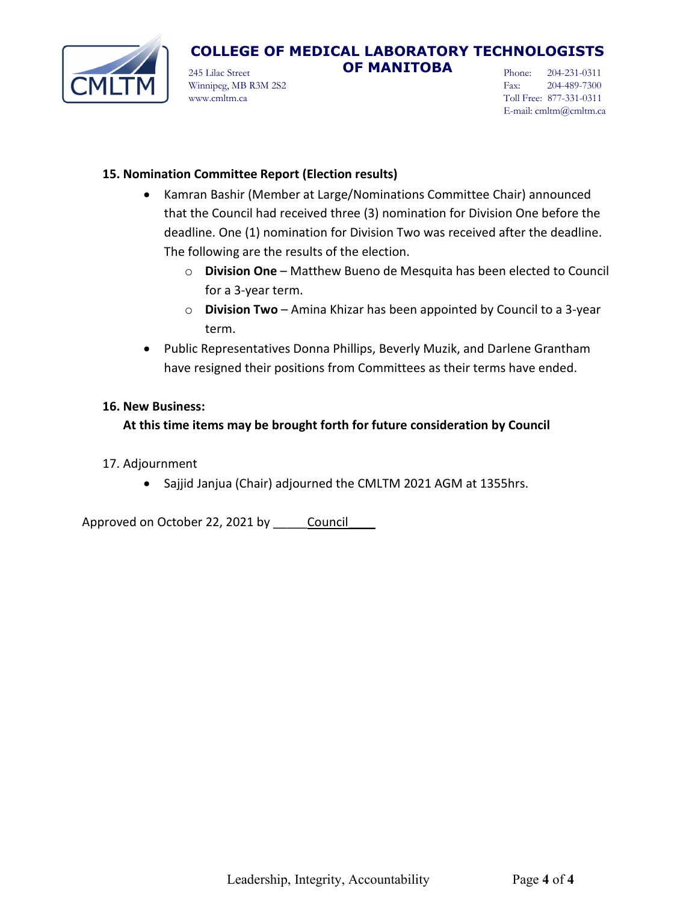**15. Nomination Committee Report (Election results)**

- Kamran Bashir (Member at Large/Nominations Committee Chair) announced that the Council had received three (3) nomination for Division One before the deadline. One (1) nomination for Division Two was received after the deadline. The following are the results of the election.
  - **Division One** – Matthew Bueno de Mesquita has been elected to Council for a 3-year term.
  - **Division Two** – Amina Khizar has been appointed by Council to a 3-year term.
- Public Representatives Donna Phillips, Beverly Muzik, and Darlene Grantham have resigned their positions from Committees as their terms have ended.

**16. New Business:**

**At this time items may be brought forth for future consideration by Council**

17. Adjournment

- Sajjid Janjua (Chair) adjourned the CMLTM 2021 AGM at 1355hrs.

Approved on October 22, 2021 by _____Council____